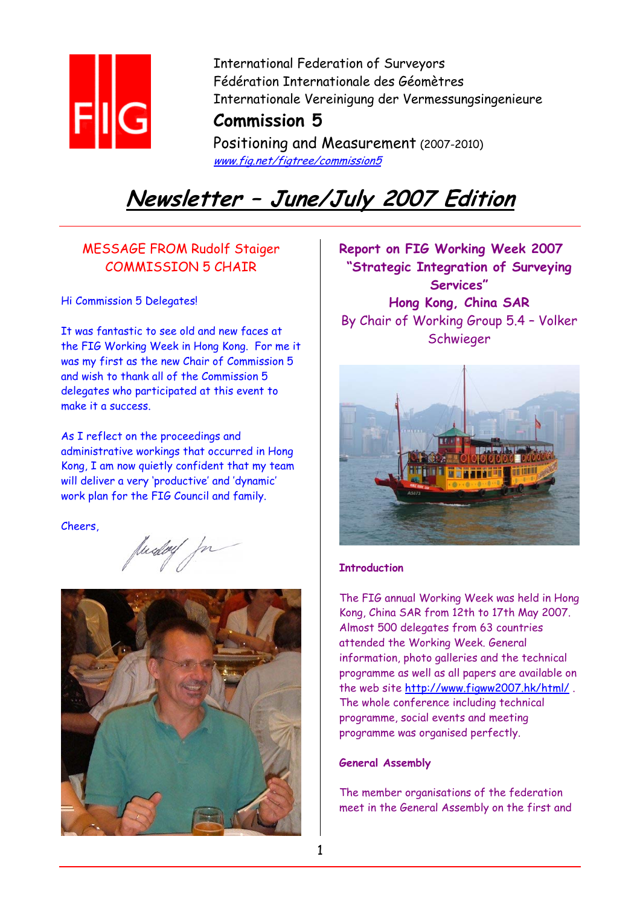International Federation of Surveyors
Fédération Internationale des Géomètres
Internationale Vereinigung der Vermessungsingenieure

**Commission 5**

Positioning and Measurement (2007-2010)

www.fig.net/figtree/commission5

# Newsletter – June/July 2007 Edition

## MESSAGE FROM Rudolf Staiger COMMISSION 5 CHAIR

Hi Commission 5 Delegates!

It was fantastic to see old and new faces at the FIG Working Week in Hong Kong. For me it was my first as the new Chair of Commission 5 and wish to thank all of the Commission 5 delegates who participated at this event to make it a success.

As I reflect on the proceedings and administrative workings that occurred in Hong Kong, I am now quietly confident that my team will deliver a very 'productive' and 'dynamic' work plan for the FIG Council and family.

Cheers,

## Report on FIG Working Week 2007 "Strategic Integration of Surveying Services" Hong Kong, China SAR

By Chair of Working Group 5.4 – Volker Schwieger

### Introduction

The FIG annual Working Week was held in Hong Kong, China SAR from 12th to 17th May 2007. Almost 500 delegates from 63 countries attended the Working Week. General information, photo galleries and the technical programme as well as all papers are available on the web site http://www.figww2007.hk/html/ . The whole conference including technical programme, social events and meeting programme was organised perfectly.

### General Assembly

The member organisations of the federation meet in the General Assembly on the first and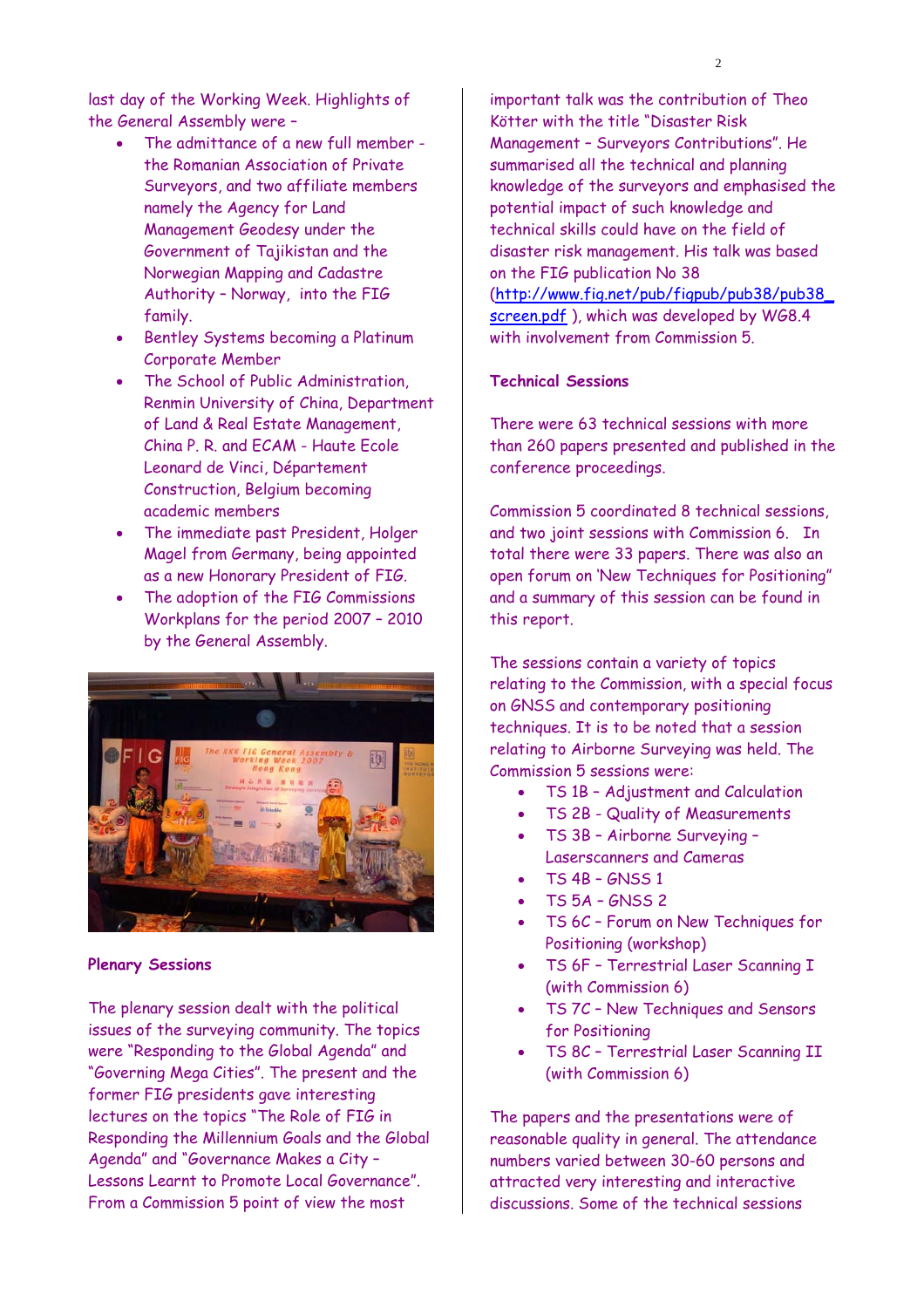last day of the Working Week. Highlights of the General Assembly were –

- The admittance of a new full member - the Romanian Association of Private Surveyors, and two affiliate members namely the Agency for Land Management Geodesy under the Government of Tajikistan and the Norwegian Mapping and Cadastre Authority – Norway, into the FIG family.
- Bentley Systems becoming a Platinum Corporate Member
- The School of Public Administration, Renmin University of China, Department of Land & Real Estate Management, China P. R. and ECAM - Haute Ecole Leonard de Vinci, Département Construction, Belgium becoming academic members
- The immediate past President, Holger Magel from Germany, being appointed as a new Honorary President of FIG.
- The adoption of the FIG Commissions Workplans for the period 2007 – 2010 by the General Assembly.

**Plenary Sessions**

The plenary session dealt with the political issues of the surveying community. The topics were "Responding to the Global Agenda" and "Governing Mega Cities". The present and the former FIG presidents gave interesting lectures on the topics "The Role of FIG in Responding the Millennium Goals and the Global Agenda" and "Governance Makes a City – Lessons Learnt to Promote Local Governance". From a Commission 5 point of view the most important talk was the contribution of Theo Kötter with the title "Disaster Risk Management – Surveyors Contributions". He summarised all the technical and planning knowledge of the surveyors and emphasised the potential impact of such knowledge and technical skills could have on the field of disaster risk management. His talk was based on the FIG publication No 38 (http://www.fig.net/pub/figpub/pub38/pub38_screen.pdf ), which was developed by WG8.4 with involvement from Commission 5.

**Technical Sessions**

There were 63 technical sessions with more than 260 papers presented and published in the conference proceedings.

Commission 5 coordinated 8 technical sessions, and two joint sessions with Commission 6. In total there were 33 papers. There was also an open forum on 'New Techniques for Positioning" and a summary of this session can be found in this report.

The sessions contain a variety of topics relating to the Commission, with a special focus on GNSS and contemporary positioning techniques. It is to be noted that a session relating to Airborne Surveying was held. The Commission 5 sessions were:

- TS 1B – Adjustment and Calculation
- TS 2B - Quality of Measurements
- TS 3B – Airborne Surveying – Laserscanners and Cameras
- TS 4B – GNSS 1
- TS 5A – GNSS 2
- TS 6C – Forum on New Techniques for Positioning (workshop)
- TS 6F – Terrestrial Laser Scanning I (with Commission 6)
- TS 7C – New Techniques and Sensors for Positioning
- TS 8C – Terrestrial Laser Scanning II (with Commission 6)

The papers and the presentations were of reasonable quality in general. The attendance numbers varied between 30-60 persons and attracted very interesting and interactive discussions. Some of the technical sessions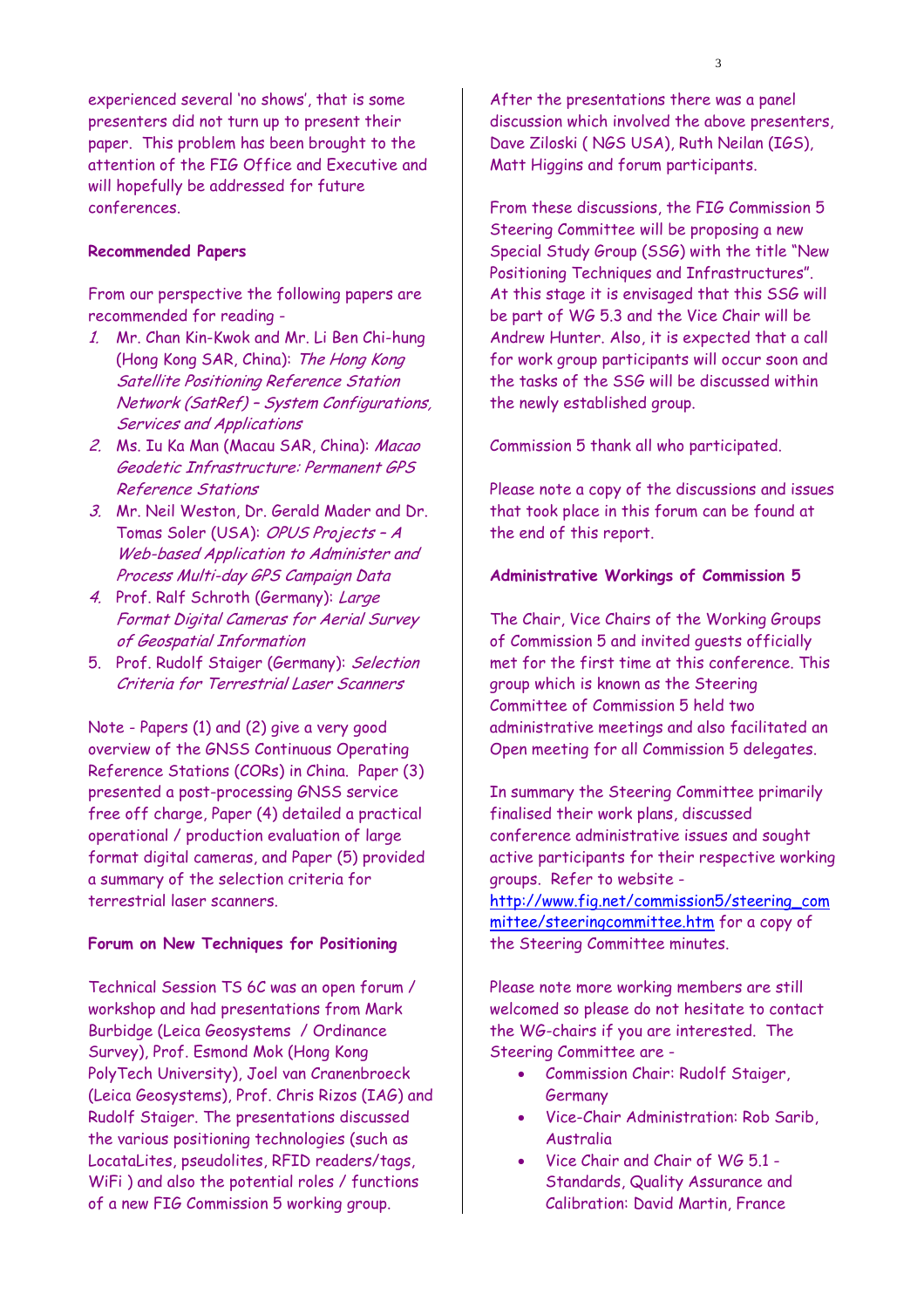experienced several 'no shows', that is some presenters did not turn up to present their paper. This problem has been brought to the attention of the FIG Office and Executive and will hopefully be addressed for future conferences.

**Recommended Papers**

From our perspective the following papers are recommended for reading -

1. Mr. Chan Kin-Kwok and Mr. Li Ben Chi-hung (Hong Kong SAR, China): *The Hong Kong Satellite Positioning Reference Station Network (SatRef) – System Configurations, Services and Applications*
2. Ms. Iu Ka Man (Macau SAR, China): *Macao Geodetic Infrastructure: Permanent GPS Reference Stations*
3. Mr. Neil Weston, Dr. Gerald Mader and Dr. Tomas Soler (USA): *OPUS Projects – A Web-based Application to Administer and Process Multi-day GPS Campaign Data*
4. Prof. Ralf Schroth (Germany): *Large Format Digital Cameras for Aerial Survey of Geospatial Information*
5. Prof. Rudolf Staiger (Germany): *Selection Criteria for Terrestrial Laser Scanners*

Note - Papers (1) and (2) give a very good overview of the GNSS Continuous Operating Reference Stations (CORs) in China. Paper (3) presented a post-processing GNSS service free off charge, Paper (4) detailed a practical operational / production evaluation of large format digital cameras, and Paper (5) provided a summary of the selection criteria for terrestrial laser scanners.

**Forum on New Techniques for Positioning**

Technical Session TS 6C was an open forum / workshop and had presentations from Mark Burbidge (Leica Geosystems / Ordinance Survey), Prof. Esmond Mok (Hong Kong PolyTech University), Joel van Cranenbroeck (Leica Geosystems), Prof. Chris Rizos (IAG) and Rudolf Staiger. The presentations discussed the various positioning technologies (such as LocataLites, pseudolites, RFID readers/tags, WiFi ) and also the potential roles / functions of a new FIG Commission 5 working group.

After the presentations there was a panel discussion which involved the above presenters, Dave Ziloski ( NGS USA), Ruth Neilan (IGS), Matt Higgins and forum participants.

From these discussions, the FIG Commission 5 Steering Committee will be proposing a new Special Study Group (SSG) with the title "New Positioning Techniques and Infrastructures". At this stage it is envisaged that this SSG will be part of WG 5.3 and the Vice Chair will be Andrew Hunter. Also, it is expected that a call for work group participants will occur soon and the tasks of the SSG will be discussed within the newly established group.

Commission 5 thank all who participated.

Please note a copy of the discussions and issues that took place in this forum can be found at the end of this report.

**Administrative Workings of Commission 5**

The Chair, Vice Chairs of the Working Groups of Commission 5 and invited guests officially met for the first time at this conference. This group which is known as the Steering Committee of Commission 5 held two administrative meetings and also facilitated an Open meeting for all Commission 5 delegates.

In summary the Steering Committee primarily finalised their work plans, discussed conference administrative issues and sought active participants for their respective working groups. Refer to website - http://www.fig.net/commission5/steering_committee/steeringcommittee.htm for a copy of the Steering Committee minutes.

Please note more working members are still welcomed so please do not hesitate to contact the WG-chairs if you are interested. The Steering Committee are -

- Commission Chair: Rudolf Staiger, Germany
- Vice-Chair Administration: Rob Sarib, Australia
- Vice Chair and Chair of WG 5.1 - Standards, Quality Assurance and Calibration: David Martin, France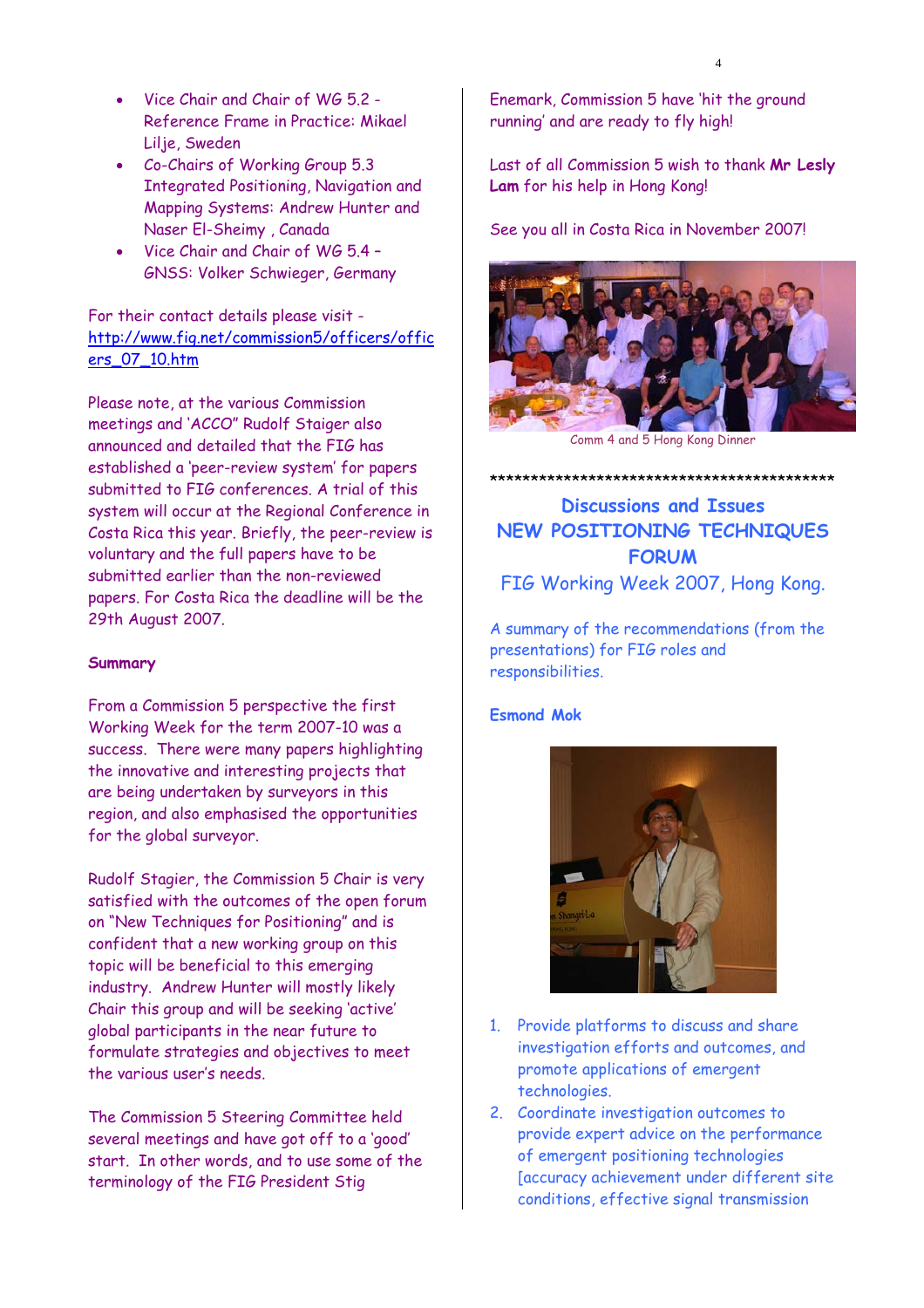- Vice Chair and Chair of WG 5.2 - Reference Frame in Practice: Mikael Lilje, Sweden
- Co-Chairs of Working Group 5.3 Integrated Positioning, Navigation and Mapping Systems: Andrew Hunter and Naser El-Sheimy , Canada
- Vice Chair and Chair of WG 5.4 – GNSS: Volker Schwieger, Germany

For their contact details please visit - http://www.fig.net/commission5/officers/officers_07_10.htm

Please note, at the various Commission meetings and 'ACCO" Rudolf Staiger also announced and detailed that the FIG has established a 'peer-review system' for papers submitted to FIG conferences. A trial of this system will occur at the Regional Conference in Costa Rica this year. Briefly, the peer-review is voluntary and the full papers have to be submitted earlier than the non-reviewed papers. For Costa Rica the deadline will be the 29th August 2007.

**Summary**

From a Commission 5 perspective the first Working Week for the term 2007-10 was a success. There were many papers highlighting the innovative and interesting projects that are being undertaken by surveyors in this region, and also emphasised the opportunities for the global surveyor.

Rudolf Stagier, the Commission 5 Chair is very satisfied with the outcomes of the open forum on "New Techniques for Positioning" and is confident that a new working group on this topic will be beneficial to this emerging industry. Andrew Hunter will mostly likely Chair this group and will be seeking 'active' global participants in the near future to formulate strategies and objectives to meet the various user's needs.

The Commission 5 Steering Committee held several meetings and have got off to a 'good' start. In other words, and to use some of the terminology of the FIG President Stig Enemark, Commission 5 have 'hit the ground running' and are ready to fly high!

Last of all Commission 5 wish to thank **Mr Lesly Lam** for his help in Hong Kong!

See you all in Costa Rica in November 2007!

Comm 4 and 5 Hong Kong Dinner

*********************************************

## Discussions and Issues
## NEW POSITIONING TECHNIQUES FORUM
## FIG Working Week 2007, Hong Kong.

A summary of the recommendations (from the presentations) for FIG roles and responsibilities.

**Esmond Mok**

1. Provide platforms to discuss and share investigation efforts and outcomes, and promote applications of emergent technologies.
2. Coordinate investigation outcomes to provide expert advice on the performance of emergent positioning technologies [accuracy achievement under different site conditions, effective signal transmission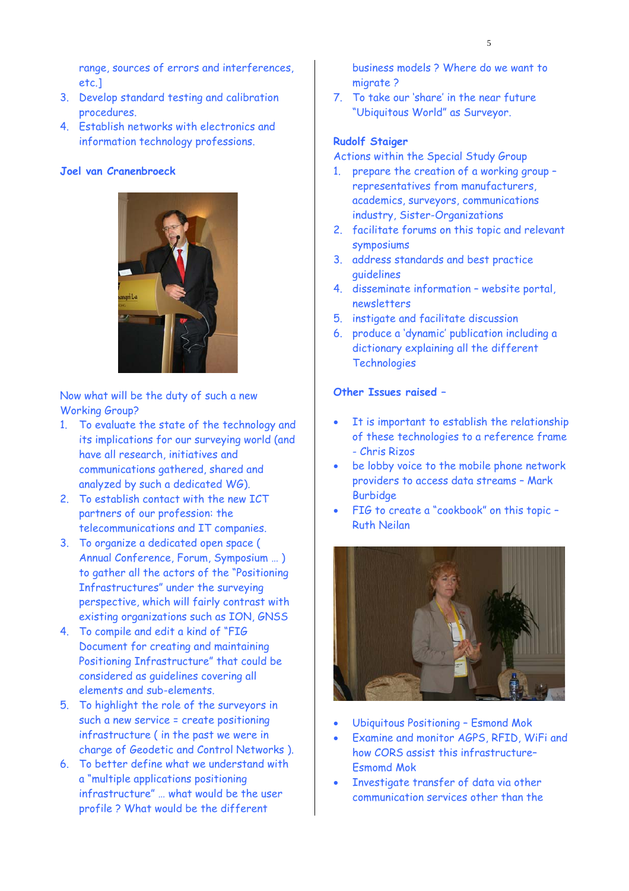range, sources of errors and interferences, etc.]

3. Develop standard testing and calibration procedures.
4. Establish networks with electronics and information technology professions.

**Joel van Cranenbroeck**

Now what will be the duty of such a new Working Group?

1. To evaluate the state of the technology and its implications for our surveying world (and have all research, initiatives and communications gathered, shared and analyzed by such a dedicated WG).
2. To establish contact with the new ICT partners of our profession: the telecommunications and IT companies.
3. To organize a dedicated open space ( Annual Conference, Forum, Symposium … ) to gather all the actors of the "Positioning Infrastructures" under the surveying perspective, which will fairly contrast with existing organizations such as ION, GNSS
4. To compile and edit a kind of "FIG Document for creating and maintaining Positioning Infrastructure" that could be considered as guidelines covering all elements and sub-elements.
5. To highlight the role of the surveyors in such a new service = create positioning infrastructure ( in the past we were in charge of Geodetic and Control Networks ).
6. To better define what we understand with a "multiple applications positioning infrastructure" … what would be the user profile ? What would be the different business models ? Where do we want to migrate ?
7. To take our 'share' in the near future "Ubiquitous World" as Surveyor.

**Rudolf Staiger**

Actions within the Special Study Group

1. prepare the creation of a working group – representatives from manufacturers, academics, surveyors, communications industry, Sister-Organizations
2. facilitate forums on this topic and relevant symposiums
3. address standards and best practice guidelines
4. disseminate information – website portal, newsletters
5. instigate and facilitate discussion
6. produce a 'dynamic' publication including a dictionary explaining all the different Technologies

**Other Issues raised –**

- It is important to establish the relationship of these technologies to a reference frame - Chris Rizos
- be lobby voice to the mobile phone network providers to access data streams – Mark Burbidge
- FIG to create a "cookbook" on this topic – Ruth Neilan

- Ubiquitous Positioning – Esmond Mok
- Examine and monitor AGPS, RFID, WiFi and how CORS assist this infrastructure– Esmomd Mok
- Investigate transfer of data via other communication services other than the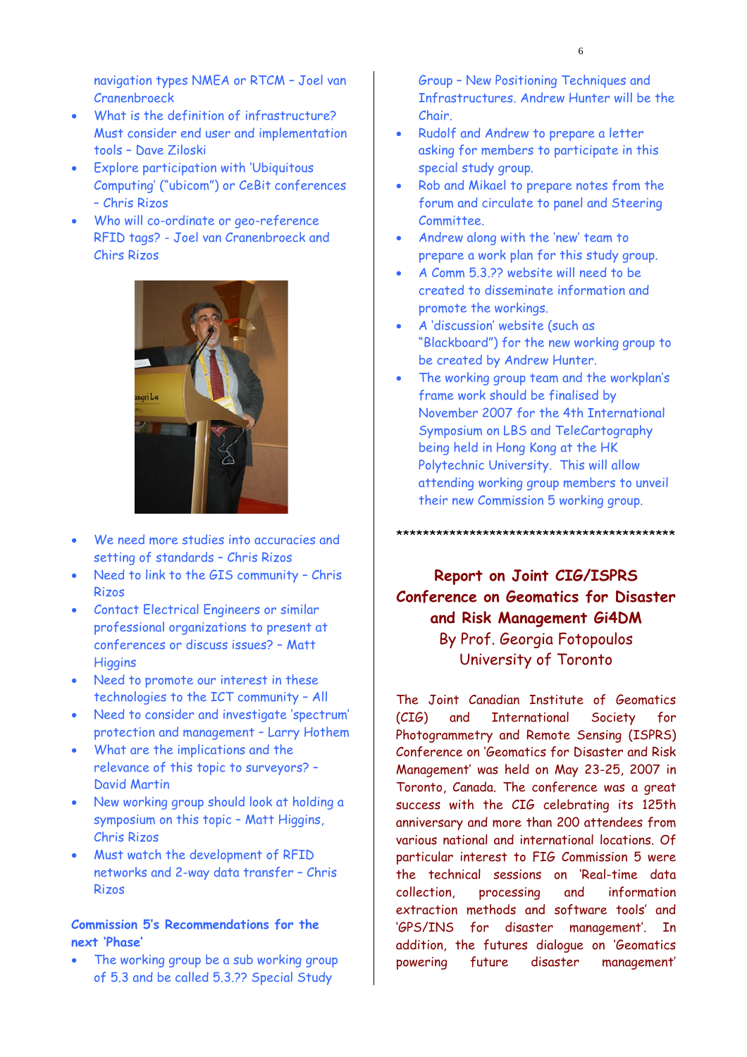navigation types NMEA or RTCM – Joel van Cranenbroeck

- What is the definition of infrastructure? Must consider end user and implementation tools – Dave Ziloski
- Explore participation with 'Ubiquitous Computing' ("ubicom") or CeBit conferences – Chris Rizos
- Who will co-ordinate or geo-reference RFID tags? - Joel van Cranenbroeck and Chirs Rizos

- We need more studies into accuracies and setting of standards – Chris Rizos
- Need to link to the GIS community – Chris Rizos
- Contact Electrical Engineers or similar professional organizations to present at conferences or discuss issues? – Matt Higgins
- Need to promote our interest in these technologies to the ICT community – All
- Need to consider and investigate 'spectrum' protection and management – Larry Hothem
- What are the implications and the relevance of this topic to surveyors? – David Martin
- New working group should look at holding a symposium on this topic – Matt Higgins, Chris Rizos
- Must watch the development of RFID networks and 2-way data transfer – Chris Rizos

**Commission 5's Recommendations for the next 'Phase'**

- The working group be a sub working group of 5.3 and be called 5.3.?? Special Study Group – New Positioning Techniques and Infrastructures. Andrew Hunter will be the Chair.
- Rudolf and Andrew to prepare a letter asking for members to participate in this special study group.
- Rob and Mikael to prepare notes from the forum and circulate to panel and Steering Committee.
- Andrew along with the 'new' team to prepare a work plan for this study group.
- A Comm 5.3.?? website will need to be created to disseminate information and promote the workings.
- A 'discussion' website (such as "Blackboard") for the new working group to be created by Andrew Hunter.
- The working group team and the workplan's frame work should be finalised by November 2007 for the 4th International Symposium on LBS and TeleCartography being held in Hong Kong at the HK Polytechnic University. This will allow attending working group members to unveil their new Commission 5 working group.

*********************************************

## Report on Joint CIG/ISPRS Conference on Geomatics for Disaster and Risk Management Gi4DM

By Prof. Georgia Fotopoulos
University of Toronto

The Joint Canadian Institute of Geomatics (CIG) and International Society for Photogrammetry and Remote Sensing (ISPRS) Conference on 'Geomatics for Disaster and Risk Management' was held on May 23-25, 2007 in Toronto, Canada. The conference was a great success with the CIG celebrating its 125th anniversary and more than 200 attendees from various national and international locations. Of particular interest to FIG Commission 5 were the technical sessions on 'Real-time data collection, processing and information extraction methods and software tools' and 'GPS/INS for disaster management'. In addition, the futures dialogue on 'Geomatics powering future disaster management'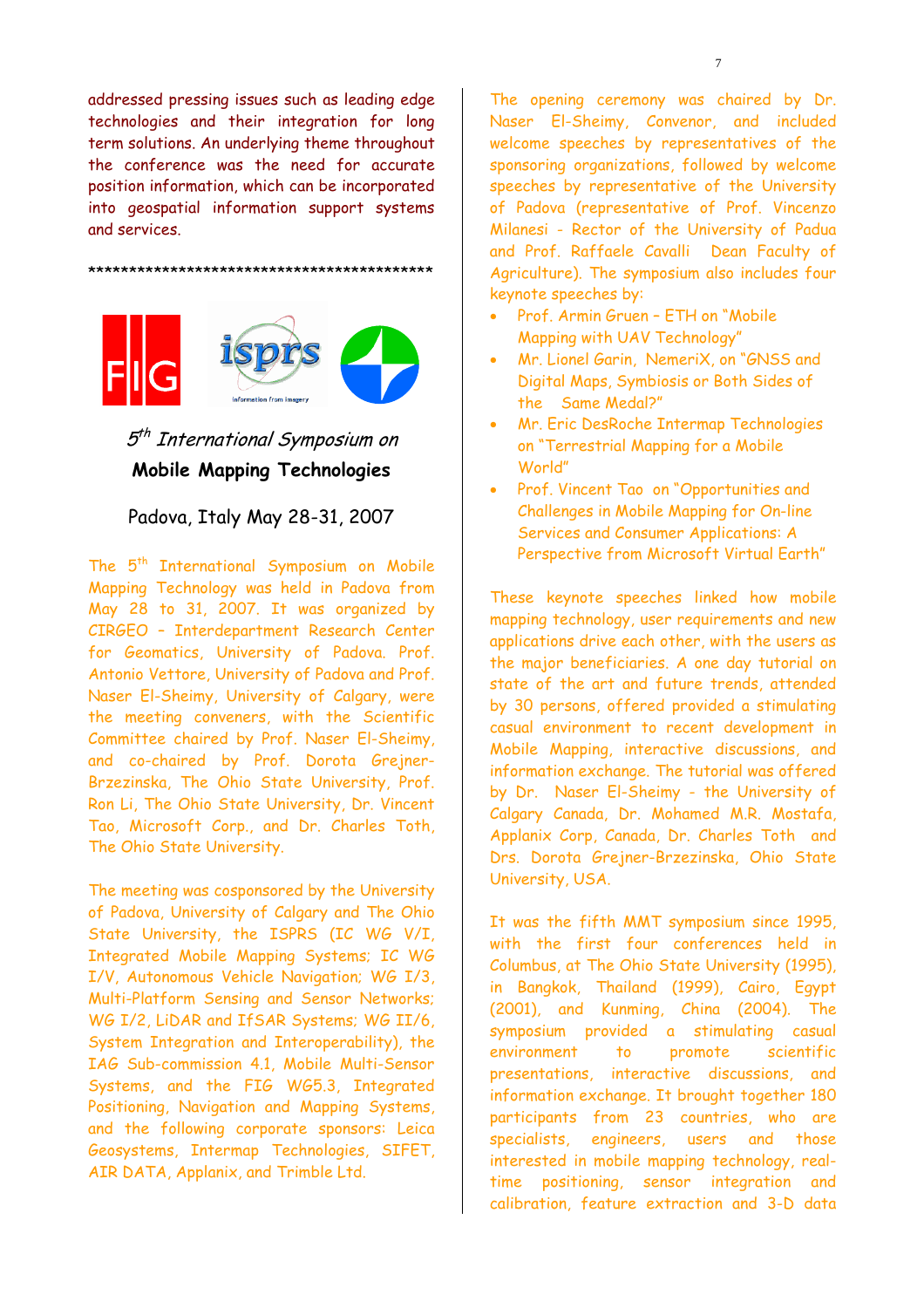addressed pressing issues such as leading edge technologies and their integration for long term solutions. An underlying theme throughout the conference was the need for accurate position information, which can be incorporated into geospatial information support systems and services.

*******************************************

## *5th International Symposium on* **Mobile Mapping Technologies**

Padova, Italy May 28-31, 2007

The 5th International Symposium on Mobile Mapping Technology was held in Padova from May 28 to 31, 2007. It was organized by CIRGEO – Interdepartment Research Center for Geomatics, University of Padova. Prof. Antonio Vettore, University of Padova and Prof. Naser El-Sheimy, University of Calgary, were the meeting conveners, with the Scientific Committee chaired by Prof. Naser El-Sheimy, and co-chaired by Prof. Dorota Grejner-Brzezinska, The Ohio State University, Prof. Ron Li, The Ohio State University, Dr. Vincent Tao, Microsoft Corp., and Dr. Charles Toth, The Ohio State University.

The meeting was cosponsored by the University of Padova, University of Calgary and The Ohio State University, the ISPRS (IC WG V/I, Integrated Mobile Mapping Systems; IC WG I/V, Autonomous Vehicle Navigation; WG I/3, Multi-Platform Sensing and Sensor Networks; WG I/2, LiDAR and IfSAR Systems; WG II/6, System Integration and Interoperability), the IAG Sub-commission 4.1, Mobile Multi-Sensor Systems, and the FIG WG5.3, Integrated Positioning, Navigation and Mapping Systems, and the following corporate sponsors: Leica Geosystems, Intermap Technologies, SIFET, AIR DATA, Applanix, and Trimble Ltd.

The opening ceremony was chaired by Dr. Naser El-Sheimy, Convenor, and included welcome speeches by representatives of the sponsoring organizations, followed by welcome speeches by representative of the University of Padova (representative of Prof. Vincenzo Milanesi - Rector of the University of Padua and Prof. Raffaele Cavalli Dean Faculty of Agriculture). The symposium also includes four keynote speeches by:

- Prof. Armin Gruen – ETH on "Mobile Mapping with UAV Technology"
- Mr. Lionel Garin, NemeriX, on "GNSS and Digital Maps, Symbiosis or Both Sides of the Same Medal?"
- Mr. Eric DesRoche Intermap Technologies on "Terrestrial Mapping for a Mobile World"
- Prof. Vincent Tao on "Opportunities and Challenges in Mobile Mapping for On-line Services and Consumer Applications: A Perspective from Microsoft Virtual Earth"

These keynote speeches linked how mobile mapping technology, user requirements and new applications drive each other, with the users as the major beneficiaries. A one day tutorial on state of the art and future trends, attended by 30 persons, offered provided a stimulating casual environment to recent development in Mobile Mapping, interactive discussions, and information exchange. The tutorial was offered by Dr. Naser El-Sheimy - the University of Calgary Canada, Dr. Mohamed M.R. Mostafa, Applanix Corp, Canada, Dr. Charles Toth and Drs. Dorota Grejner-Brzezinska, Ohio State University, USA.

It was the fifth MMT symposium since 1995, with the first four conferences held in Columbus, at The Ohio State University (1995), in Bangkok, Thailand (1999), Cairo, Egypt (2001), and Kunming, China (2004). The symposium provided a stimulating casual environment to promote scientific presentations, interactive discussions, and information exchange. It brought together 180 participants from 23 countries, who are specialists, engineers, users and those interested in mobile mapping technology, real-time positioning, sensor integration and calibration, feature extraction and 3-D data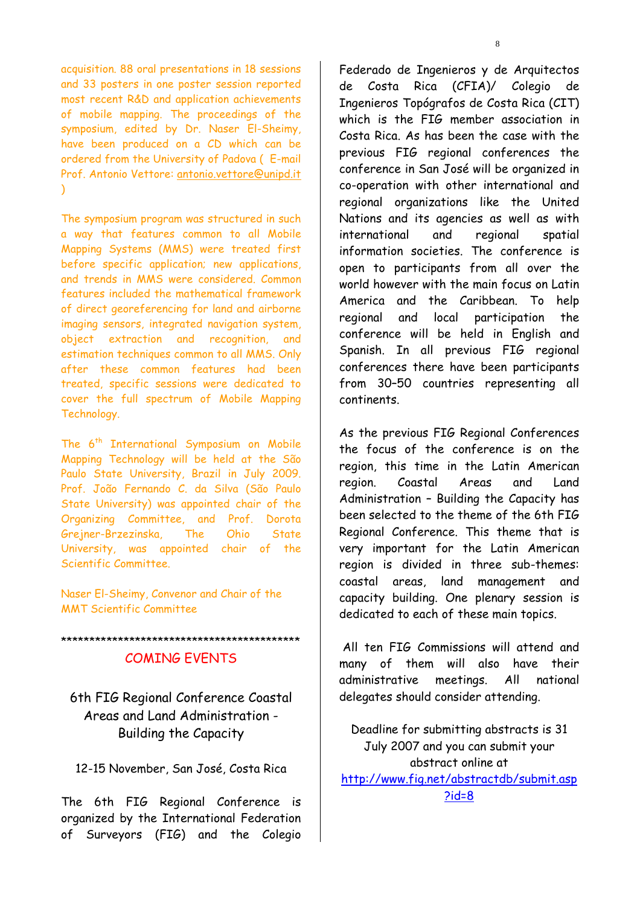acquisition. 88 oral presentations in 18 sessions and 33 posters in one poster session reported most recent R&D and application achievements of mobile mapping. The proceedings of the symposium, edited by Dr. Naser El-Sheimy, have been produced on a CD which can be ordered from the University of Padova ( E-mail Prof. Antonio Vettore: antonio.vettore@unipd.it )

The symposium program was structured in such a way that features common to all Mobile Mapping Systems (MMS) were treated first before specific application; new applications, and trends in MMS were considered. Common features included the mathematical framework of direct georeferencing for land and airborne imaging sensors, integrated navigation system, object extraction and recognition, and estimation techniques common to all MMS. Only after these common features had been treated, specific sessions were dedicated to cover the full spectrum of Mobile Mapping Technology.

The 6th International Symposium on Mobile Mapping Technology will be held at the São Paulo State University, Brazil in July 2009. Prof. João Fernando C. da Silva (São Paulo State University) was appointed chair of the Organizing Committee, and Prof. Dorota Grejner-Brzezinska, The Ohio State University, was appointed chair of the Scientific Committee.

Naser El-Sheimy, Convenor and Chair of the MMT Scientific Committee

*********************************************

## COMING EVENTS

### 6th FIG Regional Conference Coastal Areas and Land Administration - Building the Capacity

12-15 November, San José, Costa Rica

The 6th FIG Regional Conference is organized by the International Federation of Surveyors (FIG) and the Colegio Federado de Ingenieros y de Arquitectos de Costa Rica (CFIA)/ Colegio de Ingenieros Topógrafos de Costa Rica (CIT) which is the FIG member association in Costa Rica. As has been the case with the previous FIG regional conferences the conference in San José will be organized in co-operation with other international and regional organizations like the United Nations and its agencies as well as with international and regional spatial information societies. The conference is open to participants from all over the world however with the main focus on Latin America and the Caribbean. To help regional and local participation the conference will be held in English and Spanish. In all previous FIG regional conferences there have been participants from 30–50 countries representing all continents.

As the previous FIG Regional Conferences the focus of the conference is on the region, this time in the Latin American region. Coastal Areas and Land Administration – Building the Capacity has been selected to the theme of the 6th FIG Regional Conference. This theme that is very important for the Latin American region is divided in three sub-themes: coastal areas, land management and capacity building. One plenary session is dedicated to each of these main topics.

All ten FIG Commissions will attend and many of them will also have their administrative meetings. All national delegates should consider attending.

Deadline for submitting abstracts is 31 July 2007 and you can submit your abstract online at http://www.fig.net/abstractdb/submit.asp?id=8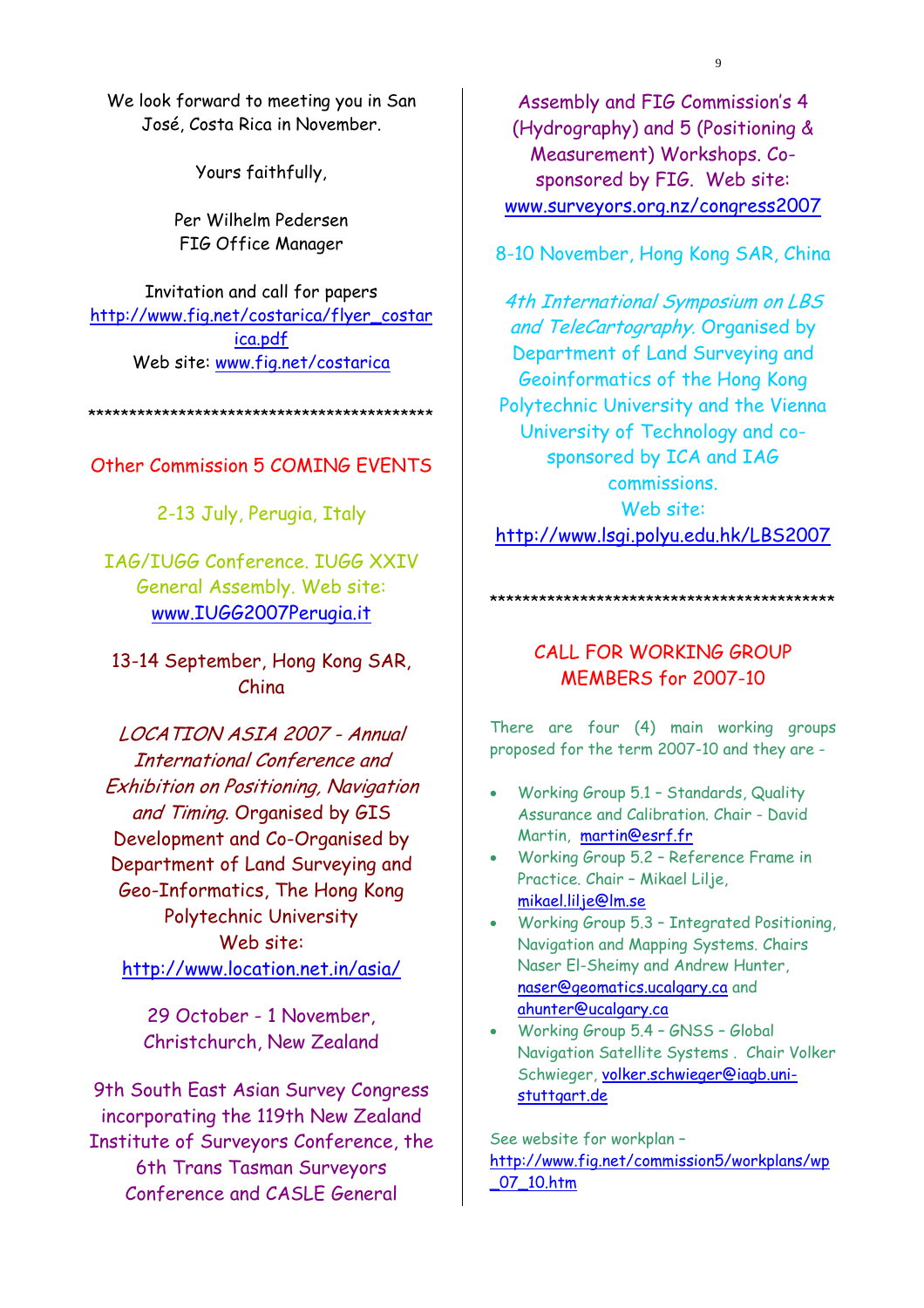We look forward to meeting you in San José, Costa Rica in November.

Yours faithfully,

Per Wilhelm Pedersen
FIG Office Manager

Invitation and call for papers
http://www.fig.net/costarica/flyer_costarica.pdf
Web site: www.fig.net/costarica

*********************************************

## Other Commission 5 COMING EVENTS

2-13 July, Perugia, Italy

IAG/IUGG Conference. IUGG XXIV General Assembly. Web site: www.IUGG2007Perugia.it

13-14 September, Hong Kong SAR, China

*LOCATION ASIA 2007 - Annual International Conference and Exhibition on Positioning, Navigation and Timing.* Organised by GIS Development and Co-Organised by Department of Land Surveying and Geo-Informatics, The Hong Kong Polytechnic University
Web site:
http://www.location.net.in/asia/

29 October - 1 November, Christchurch, New Zealand

9th South East Asian Survey Congress incorporating the 119th New Zealand Institute of Surveyors Conference, the 6th Trans Tasman Surveyors Conference and CASLE General Assembly and FIG Commission's 4 (Hydrography) and 5 (Positioning & Measurement) Workshops. Co-sponsored by FIG. Web site: www.surveyors.org.nz/congress2007

8-10 November, Hong Kong SAR, China

*4th International Symposium on LBS and TeleCartography.* Organised by Department of Land Surveying and Geoinformatics of the Hong Kong Polytechnic University and the Vienna University of Technology and co-sponsored by ICA and IAG commissions.
Web site:
http://www.lsgi.polyu.edu.hk/LBS2007

*********************************************

## CALL FOR WORKING GROUP MEMBERS for 2007-10

There are four (4) main working groups proposed for the term 2007-10 and they are -

- Working Group 5.1 – Standards, Quality Assurance and Calibration. Chair - David Martin, martin@esrf.fr
- Working Group 5.2 – Reference Frame in Practice. Chair – Mikael Lilje, mikael.lilje@lm.se
- Working Group 5.3 – Integrated Positioning, Navigation and Mapping Systems. Chairs Naser El-Sheimy and Andrew Hunter, naser@geomatics.ucalgary.ca and ahunter@ucalgary.ca
- Working Group 5.4 – GNSS – Global Navigation Satellite Systems . Chair Volker Schwieger, volker.schwieger@iagb.uni-stuttgart.de

See website for workplan –
http://www.fig.net/commission5/workplans/wp_07_10.htm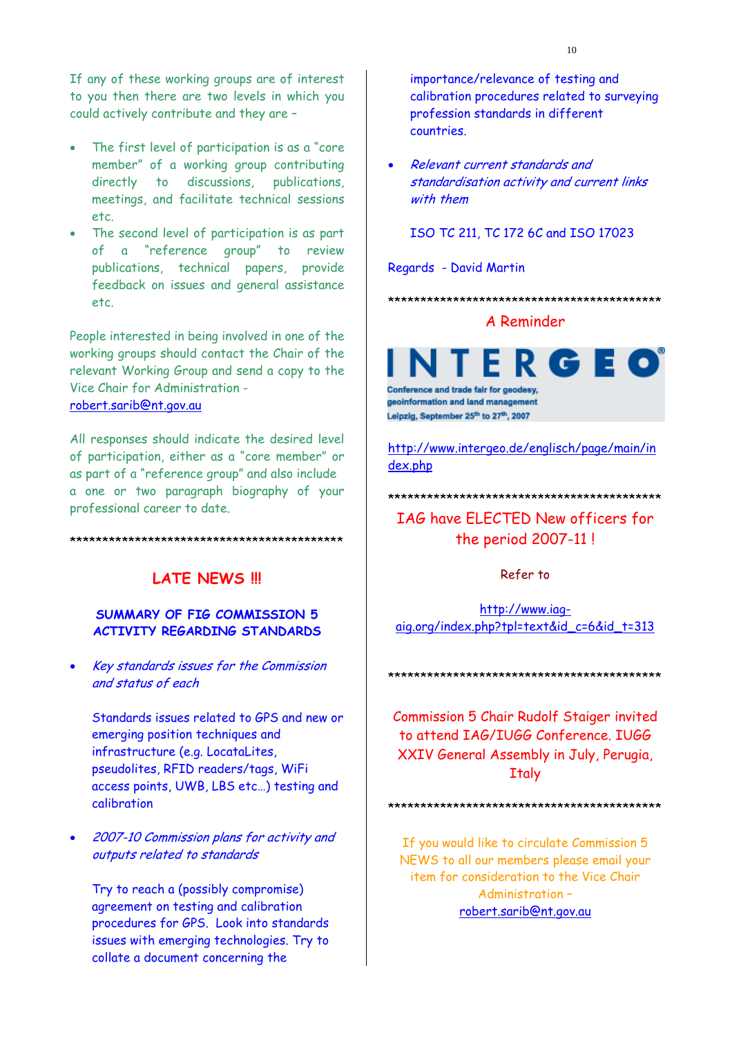If any of these working groups are of interest to you then there are two levels in which you could actively contribute and they are –

- The first level of participation is as a "core member" of a working group contributing directly to discussions, publications, meetings, and facilitate technical sessions etc.
- The second level of participation is as part of a "reference group" to review publications, technical papers, provide feedback on issues and general assistance etc.

People interested in being involved in one of the working groups should contact the Chair of the relevant Working Group and send a copy to the Vice Chair for Administration - robert.sarib@nt.gov.au

All responses should indicate the desired level of participation, either as a "core member" or as part of a "reference group" and also include a one or two paragraph biography of your professional career to date.

*********************************************

## LATE NEWS !!!

### SUMMARY OF FIG COMMISSION 5 ACTIVITY REGARDING STANDARDS

- *Key standards issues for the Commission and status of each*

  Standards issues related to GPS and new or emerging position techniques and infrastructure (e.g. LocataLites, pseudolites, RFID readers/tags, WiFi access points, UWB, LBS etc…) testing and calibration

- *2007-10 Commission plans for activity and outputs related to standards*

  Try to reach a (possibly compromise) agreement on testing and calibration procedures for GPS. Look into standards issues with emerging technologies. Try to collate a document concerning the importance/relevance of testing and calibration procedures related to surveying profession standards in different countries.

- *Relevant current standards and standardisation activity and current links with them*

  ISO TC 211, TC 172 6C and ISO 17023

Regards - David Martin

*********************************************

## A Reminder

**INTERGEO®**

Conference and trade fair for geodesy, geoinformation and land management
Leipzig, September 25th to 27th, 2007

http://www.intergeo.de/englisch/page/main/index.php

*********************************************

## IAG have ELECTED New officers for the period 2007-11 !

Refer to

http://www.iag-aig.org/index.php?tpl=text&id_c=6&id_t=313

*********************************************

## Commission 5 Chair Rudolf Staiger invited to attend IAG/IUGG Conference. IUGG XXIV General Assembly in July, Perugia, Italy

*********************************************

If you would like to circulate Commission 5 NEWS to all our members please email your item for consideration to the Vice Chair Administration – robert.sarib@nt.gov.au